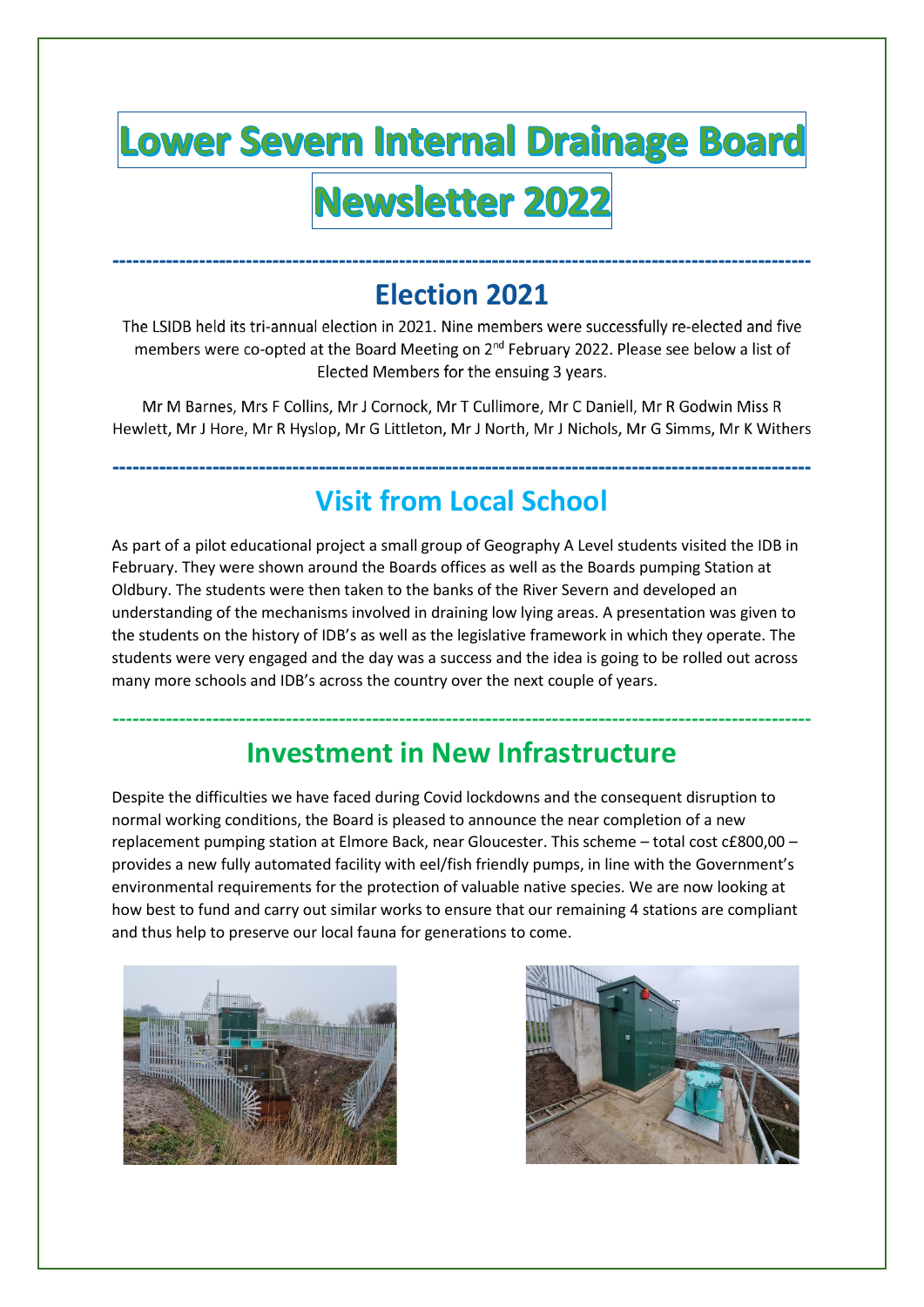# Lower Severn Internal Drainage Board

# Newsletter 2022

## Election 2021

The LSIDB held its tri-annual election in 2021. Nine members were successfully re-elected and five members were co-opted at the Board Meeting on 2nd February 2022. Please see below a list of Elected Members for the ensuing 3 years.

Mr M Barnes, Mrs F Collins, Mr J Cornock, Mr T Cullimore, Mr C Daniell, Mr R Godwin Miss R Hewlett, Mr J Hore, Mr R Hyslop, Mr G Littleton, Mr J North, Mr J Nichols, Mr G Simms, Mr K Withers

## Visit from Local School

As part of a pilot educational project a small group of Geography A Level students visited the IDB in February. They were shown around the Boards offices as well as the Boards pumping Station at Oldbury. The students were then taken to the banks of the River Severn and developed an understanding of the mechanisms involved in draining low lying areas. A presentation was given to the students on the history of IDB's as well as the legislative framework in which they operate. The students were very engaged and the day was a success and the idea is going to be rolled out across many more schools and IDB's across the country over the next couple of years.

## Investment in New Infrastructure

Despite the difficulties we have faced during Covid lockdowns and the consequent disruption to normal working conditions, the Board is pleased to announce the near completion of a new replacement pumping station at Elmore Back, near Gloucester. This scheme – total cost c£800,00 – provides a new fully automated facility with eel/fish friendly pumps, in line with the Government's environmental requirements for the protection of valuable native species. We are now looking at how best to fund and carry out similar works to ensure that our remaining 4 stations are compliant and thus help to preserve our local fauna for generations to come.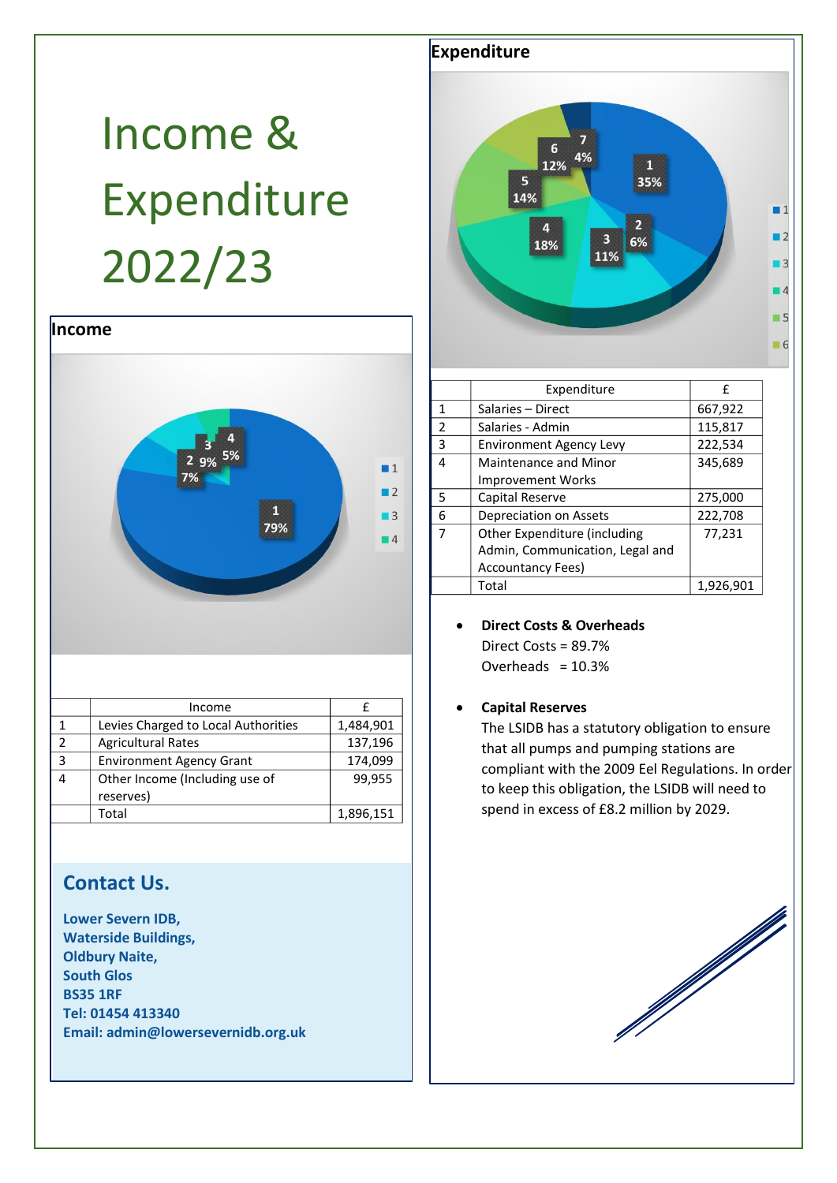# Income & Expenditure 2022/23

## Income

1
79%
2
7%
3
9%
4
5%

■1 ■2 ■3 ■4

| | Income | £ |
|---|---|---|
| 1 | Levies Charged to Local Authorities | 1,484,901 |
| 2 | Agricultural Rates | 137,196 |
| 3 | Environment Agency Grant | 174,099 |
| 4 | Other Income (Including use of reserves) | 99,955 |
| | Total | 1,896,151 |

## Contact Us.

**Lower Severn IDB,**
**Waterside Buildings,**
**Oldbury Naite,**
**South Glos**
**BS35 1RF**
**Tel: 01454 413340**
**Email: admin@lowersevernidb.org.uk**

## Expenditure

1
35%
2
6%
3
11%
4
18%
5
14%
6
12%
7
4%

■1 ■2 ■3 ■4 ■5 ■6

| | Expenditure | £ |
|---|---|---|
| 1 | Salaries – Direct | 667,922 |
| 2 | Salaries - Admin | 115,817 |
| 3 | Environment Agency Levy | 222,534 |
| 4 | Maintenance and Minor Improvement Works | 345,689 |
| 5 | Capital Reserve | 275,000 |
| 6 | Depreciation on Assets | 222,708 |
| 7 | Other Expenditure (including Admin, Communication, Legal and Accountancy Fees) | 77,231 |
| | Total | 1,926,901 |

- **Direct Costs & Overheads**
  Direct Costs = 89.7%
  Overheads = 10.3%

- **Capital Reserves**
  The LSIDB has a statutory obligation to ensure that all pumps and pumping stations are compliant with the 2009 Eel Regulations. In order to keep this obligation, the LSIDB will need to spend in excess of £8.2 million by 2029.